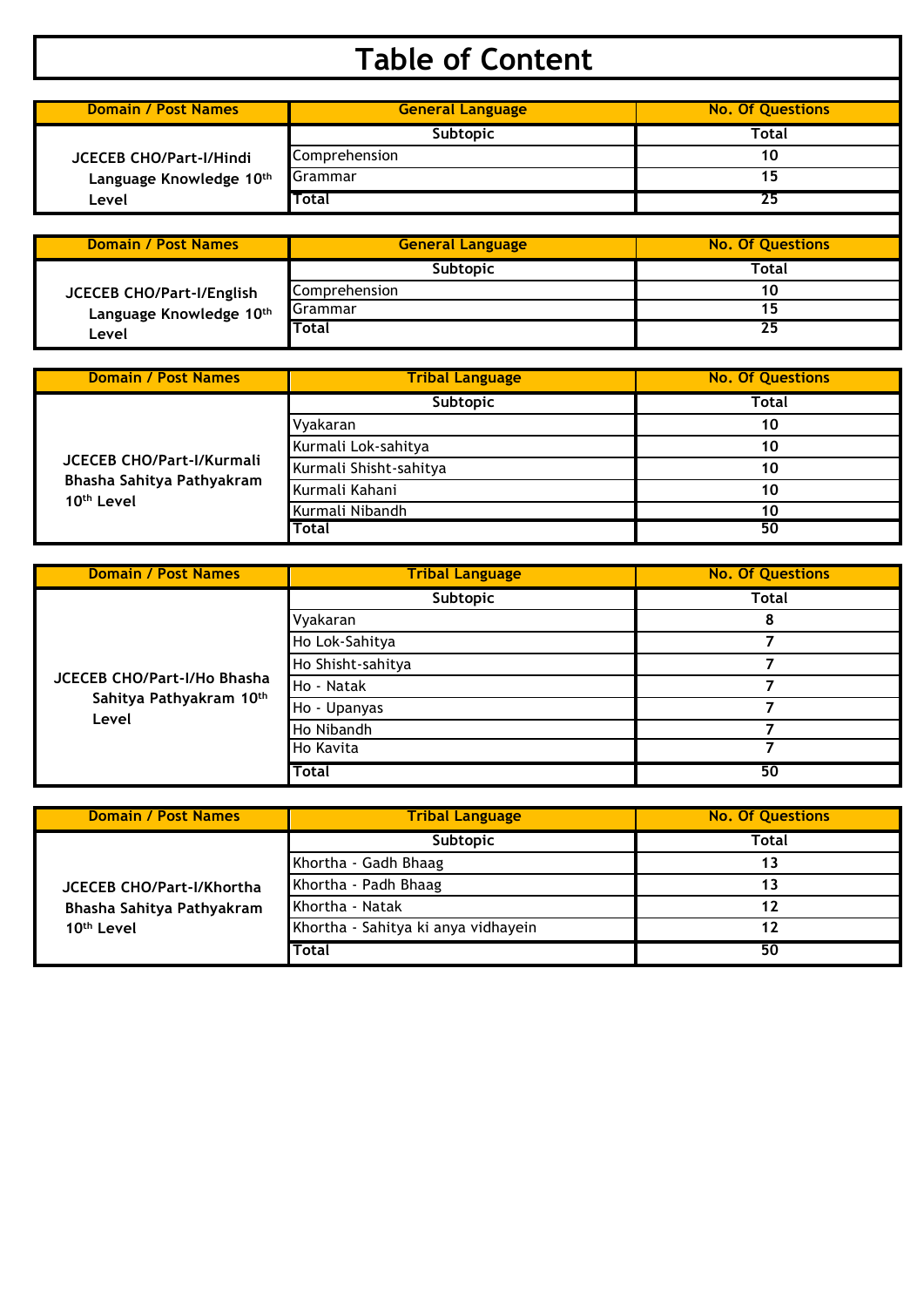# Table of Content

| Domain / Post Names | General Language | No. Of Questions |
|---|---|---|
| JCECEB CHO/Part-I/Hindi Language Knowledge 10th Level | Subtopic | Total |
| | Comprehension | 10 |
| | Grammar | 15 |
| | Total | 25 |

| Domain / Post Names | General Language | No. Of Questions |
|---|---|---|
| JCECEB CHO/Part-I/English Language Knowledge 10th Level | Subtopic | Total |
| | Comprehension | 10 |
| | Grammar | 15 |
| | Total | 25 |

| Domain / Post Names | Tribal Language | No. Of Questions |
|---|---|---|
| JCECEB CHO/Part-I/Kurmali Bhasha Sahitya Pathyakram 10th Level | Subtopic | Total |
| | Vyakaran | 10 |
| | Kurmali Lok-sahitya | 10 |
| | Kurmali Shisht-sahitya | 10 |
| | Kurmali Kahani | 10 |
| | Kurmali Nibandh | 10 |
| | Total | 50 |

| Domain / Post Names | Tribal Language | No. Of Questions |
|---|---|---|
| JCECEB CHO/Part-I/Ho Bhasha Sahitya Pathyakram 10th Level | Subtopic | Total |
| | Vyakaran | 8 |
| | Ho Lok-Sahitya | 7 |
| | Ho Shisht-sahitya | 7 |
| | Ho - Natak | 7 |
| | Ho - Upanyas | 7 |
| | Ho Nibandh | 7 |
| | Ho Kavita | 7 |
| | Total | 50 |

| Domain / Post Names | Tribal Language | No. Of Questions |
|---|---|---|
| JCECEB CHO/Part-I/Khortha Bhasha Sahitya Pathyakram 10th Level | Subtopic | Total |
| | Khortha - Gadh Bhaag | 13 |
| | Khortha - Padh Bhaag | 13 |
| | Khortha - Natak | 12 |
| | Khortha - Sahitya ki anya vidhayein | 12 |
| | Total | 50 |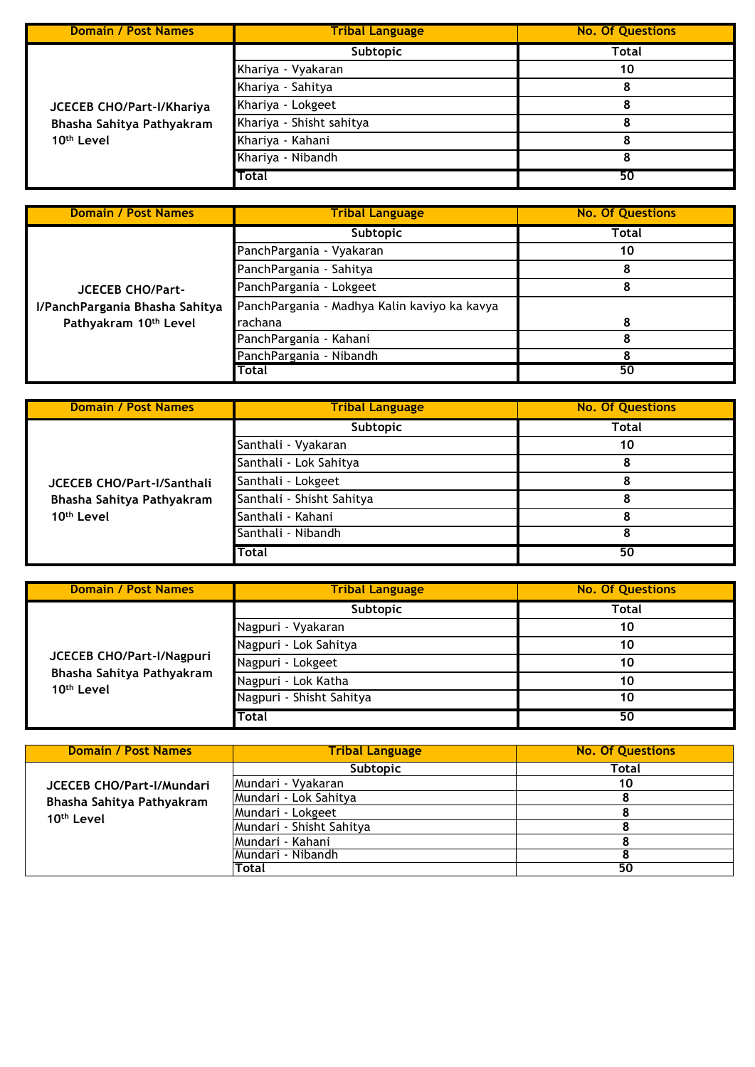| Domain / Post Names | Tribal Language | No. Of Questions |
|---|---|---|
| JCECEB CHO/Part-I/Khariya Bhasha Sahitya Pathyakram 10th Level | Subtopic | Total |
| | Khariya - Vyakaran | 10 |
| | Khariya - Sahitya | 8 |
| | Khariya - Lokgeet | 8 |
| | Khariya - Shisht sahitya | 8 |
| | Khariya - Kahani | 8 |
| | Khariya - Nibandh | 8 |
| | Total | 50 |

| Domain / Post Names | Tribal Language | No. Of Questions |
|---|---|---|
| JCECEB CHO/Part-I/PanchPargania Bhasha Sahitya Pathyakram 10th Level | Subtopic | Total |
| | PanchPargania - Vyakaran | 10 |
| | PanchPargania - Sahitya | 8 |
| | PanchPargania - Lokgeet | 8 |
| | PanchPargania - Madhya Kalin kaviyo ka kavya rachana | 8 |
| | PanchPargania - Kahani | 8 |
| | PanchPargania - Nibandh | 8 |
| | Total | 50 |

| Domain / Post Names | Tribal Language | No. Of Questions |
|---|---|---|
| JCECEB CHO/Part-I/Santhali Bhasha Sahitya Pathyakram 10th Level | Subtopic | Total |
| | Santhali - Vyakaran | 10 |
| | Santhali - Lok Sahitya | 8 |
| | Santhali - Lokgeet | 8 |
| | Santhali - Shisht Sahitya | 8 |
| | Santhali - Kahani | 8 |
| | Santhali - Nibandh | 8 |
| | Total | 50 |

| Domain / Post Names | Tribal Language | No. Of Questions |
|---|---|---|
| JCECEB CHO/Part-I/Nagpuri Bhasha Sahitya Pathyakram 10th Level | Subtopic | Total |
| | Nagpuri - Vyakaran | 10 |
| | Nagpuri - Lok Sahitya | 10 |
| | Nagpuri - Lokgeet | 10 |
| | Nagpuri - Lok Katha | 10 |
| | Nagpuri - Shisht Sahitya | 10 |
| | Total | 50 |

| Domain / Post Names | Tribal Language | No. Of Questions |
|---|---|---|
| JCECEB CHO/Part-I/Mundari Bhasha Sahitya Pathyakram 10th Level | Subtopic | Total |
| | Mundari - Vyakaran | 10 |
| | Mundari - Lok Sahitya | 8 |
| | Mundari - Lokgeet | 8 |
| | Mundari - Shisht Sahitya | 8 |
| | Mundari - Kahani | 8 |
| | Mundari - Nibandh | 8 |
| | Total | 50 |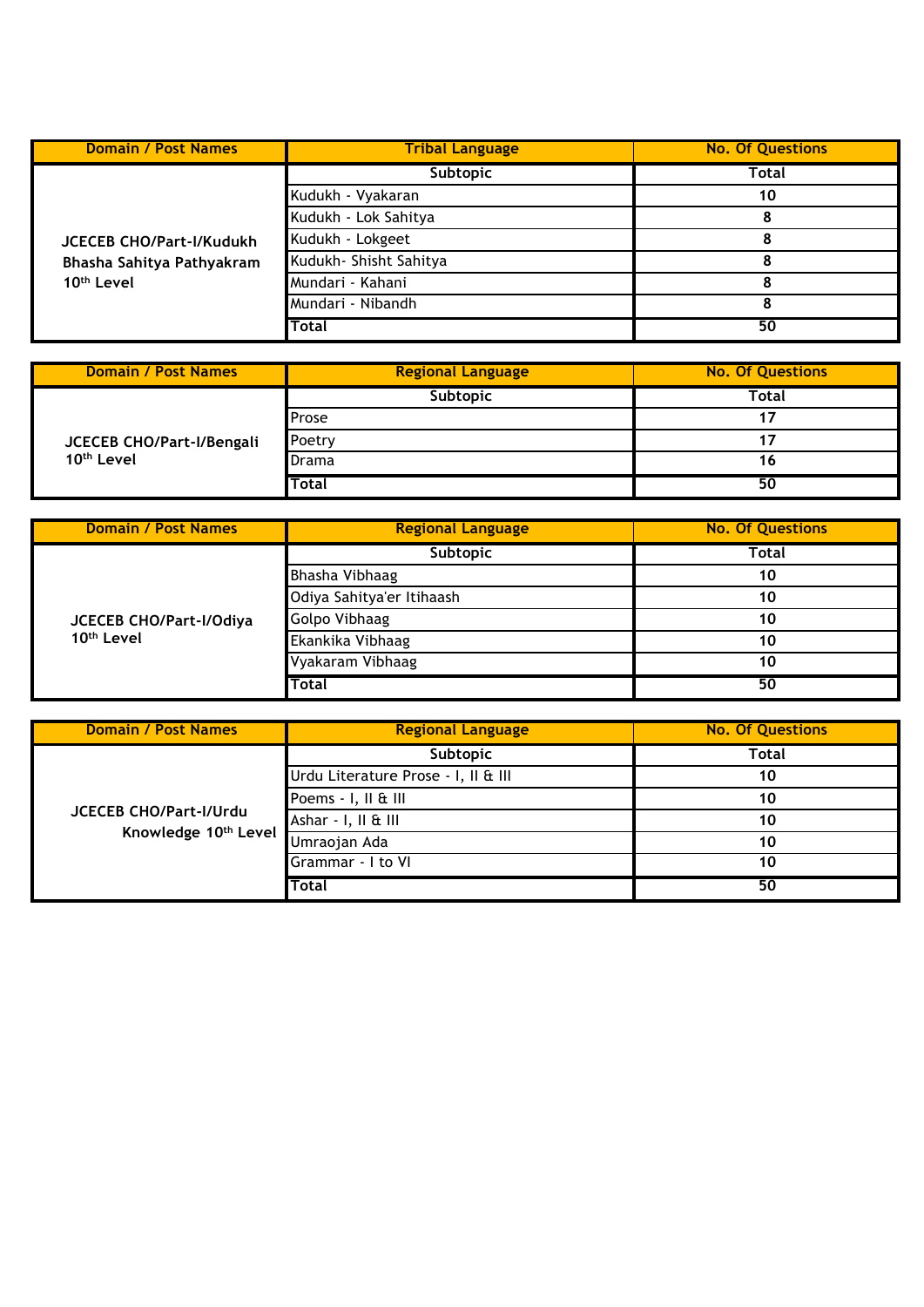| Domain / Post Names | Tribal Language | No. Of Questions |
|---|---|---|
| JCECEB CHO/Part-I/Kudukh Bhasha Sahitya Pathyakram 10th Level | Subtopic | Total |
| | Kudukh - Vyakaran | 10 |
| | Kudukh - Lok Sahitya | 8 |
| | Kudukh - Lokgeet | 8 |
| | Kudukh- Shisht Sahitya | 8 |
| | Mundari - Kahani | 8 |
| | Mundari - Nibandh | 8 |
| | **Total** | **50** |

| Domain / Post Names | Regional Language | No. Of Questions |
|---|---|---|
| JCECEB CHO/Part-I/Bengali 10th Level | Subtopic | Total |
| | Prose | 17 |
| | Poetry | 17 |
| | Drama | 16 |
| | **Total** | **50** |

| Domain / Post Names | Regional Language | No. Of Questions |
|---|---|---|
| JCECEB CHO/Part-I/Odiya 10th Level | Subtopic | Total |
| | Bhasha Vibhaag | 10 |
| | Odiya Sahitya'er Itihaash | 10 |
| | Golpo Vibhaag | 10 |
| | Ekankika Vibhaag | 10 |
| | Vyakaram Vibhaag | 10 |
| | **Total** | **50** |

| Domain / Post Names | Regional Language | No. Of Questions |
|---|---|---|
| JCECEB CHO/Part-I/Urdu Knowledge 10th Level | Subtopic | Total |
| | Urdu Literature Prose - I, II & III | 10 |
| | Poems - I, II & III | 10 |
| | Ashar - I, II & III | 10 |
| | Umraojan Ada | 10 |
| | Grammar - I to VI | 10 |
| | **Total** | **50** |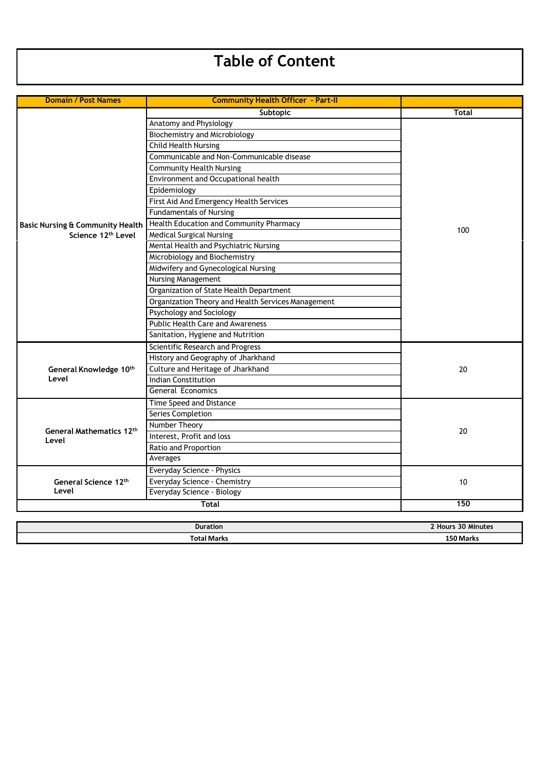# Table of Content

| Domain / Post Names | Community Health Officer - Part-II | |
|---|---|---|
| | **Subtopic** | **Total** |
| **Basic Nursing & Community Health Science 12th Level** | Anatomy and Physiology | 100 |
| | Biochemistry and Microbiology | |
| | Child Health Nursing | |
| | Communicable and Non-Communicable disease | |
| | Community Health Nursing | |
| | Environment and Occupational health | |
| | Epidemiology | |
| | First Aid And Emergency Health Services | |
| | Fundamentals of Nursing | |
| | Health Education and Community Pharmacy | |
| | Medical Surgical Nursing | |
| | Mental Health and Psychiatric Nursing | |
| | Microbiology and Biochemistry | |
| | Midwifery and Gynecological Nursing | |
| | Nursing Management | |
| | Organization of State Health Department | |
| | Organization Theory and Health Services Management | |
| | Psychology and Sociology | |
| | Public Health Care and Awareness | |
| | Sanitation, Hygiene and Nutrition | |
| **General Knowledge 10th Level** | Scientific Research and Progress | 20 |
| | History and Geography of Jharkhand | |
| | Culture and Heritage of Jharkhand | |
| | Indian Constitution | |
| | General Economics | |
| **General Mathematics 12th Level** | Time Speed and Distance | 20 |
| | Series Completion | |
| | Number Theory | |
| | Interest, Profit and loss | |
| | Ratio and Proportion | |
| | Averages | |
| **General Science 12th Level** | Everyday Science - Physics | 10 |
| | Everyday Science - Chemistry | |
| | Everyday Science - Biology | |
| **Total** | | **150** |

| | |
|---|---|
| **Duration** | **2 Hours 30 Minutes** |
| **Total Marks** | **150 Marks** |